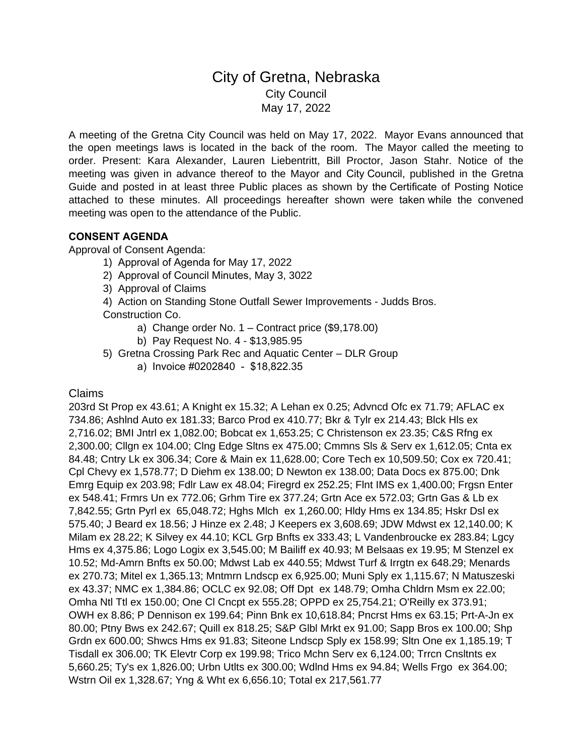// City of Gretna, Nebraska

City Council

May 17, 2022

A meeting of the Gretna City Council was held on May 17, 2022. Mayor Evans announced that the open meetings laws is located in the back of the room. The Mayor called the meeting to order. Present: Kara Alexander, Lauren Liebentritt, Bill Proctor, Jason Stahr. Notice of the meeting was given in advance thereof to the Mayor and City Council, published in the Gretna Guide and posted in at least three Public places as shown by the Certificate of Posting Notice attached to these minutes. All proceedings hereafter shown were taken while the convened meeting was open to the attendance of the Public.

**CONSENT AGENDA**

Approval of Consent Agenda:

1) Approval of Agenda for May 17, 2022
2) Approval of Council Minutes, May 3, 3022
3) Approval of Claims
4) Action on Standing Stone Outfall Sewer Improvements - Judds Bros. Construction Co.
    a) Change order No. 1 – Contract price ($9,178.00)
    b) Pay Request No. 4 - $13,985.95
5) Gretna Crossing Park Rec and Aquatic Center – DLR Group
    a) Invoice #0202840 - $18,822.35

## Claims

203rd St Prop ex 43.61; A Knight ex 15.32; A Lehan ex 0.25; Advncd Ofc ex 71.79; AFLAC ex 734.86; Ashlnd Auto ex 181.33; Barco Prod ex 410.77; Bkr & Tylr ex 214.43; Blck Hls ex 2,716.02; BMI Jntrl ex 1,082.00; Bobcat ex 1,653.25; C Christenson ex 23.35; C&S Rfng ex 2,300.00; Cllgn ex 104.00; Clng Edge Sltns ex 475.00; Cmmns Sls & Serv ex 1,612.05; Cnta ex 84.48; Cntry Lk ex 306.34; Core & Main ex 11,628.00; Core Tech ex 10,509.50; Cox ex 720.41; Cpl Chevy ex 1,578.77; D Diehm ex 138.00; D Newton ex 138.00; Data Docs ex 875.00; Dnk Emrg Equip ex 203.98; Fdlr Law ex 48.04; Firegrd ex 252.25; Flnt IMS ex 1,400.00; Frgsn Enter ex 548.41; Frmrs Un ex 772.06; Grhm Tire ex 377.24; Grtn Ace ex 572.03; Grtn Gas & Lb ex 7,842.55; Grtn Pyrl ex 65,048.72; Hghs Mlch ex 1,260.00; Hldy Hms ex 134.85; Hskr Dsl ex 575.40; J Beard ex 18.56; J Hinze ex 2.48; J Keepers ex 3,608.69; JDW Mdwst ex 12,140.00; K Milam ex 28.22; K Silvey ex 44.10; KCL Grp Bnfts ex 333.43; L Vandenbroucke ex 283.84; Lgcy Hms ex 4,375.86; Logo Logix ex 3,545.00; M Bailiff ex 40.93; M Belsaas ex 19.95; M Stenzel ex 10.52; Md-Amrn Bnfts ex 50.00; Mdwst Lab ex 440.55; Mdwst Turf & Irrgtn ex 648.29; Menards ex 270.73; Mitel ex 1,365.13; Mntmrn Lndscp ex 6,925.00; Muni Sply ex 1,115.67; N Matuszeski ex 43.37; NMC ex 1,384.86; OCLC ex 92.08; Off Dpt ex 148.79; Omha Chldrn Msm ex 22.00; Omha Ntl Ttl ex 150.00; One Cl Cncpt ex 555.28; OPPD ex 25,754.21; O'Reilly ex 373.91; OWH ex 8.86; P Dennison ex 199.64; Pinn Bnk ex 10,618.84; Pncrst Hms ex 63.15; Prt-A-Jn ex 80.00; Ptny Bws ex 242.67; Quill ex 818.25; S&P Glbl Mrkt ex 91.00; Sapp Bros ex 100.00; Shp Grdn ex 600.00; Shwcs Hms ex 91.83; Siteone Lndscp Sply ex 158.99; Sltn One ex 1,185.19; T Tisdall ex 306.00; TK Elevtr Corp ex 199.98; Trico Mchn Serv ex 6,124.00; Trrcn Cnsltnts ex 5,660.25; Ty's ex 1,826.00; Urbn Utlts ex 300.00; Wdlnd Hms ex 94.84; Wells Frgo ex 364.00; Wstrn Oil ex 1,328.67; Yng & Wht ex 6,656.10; Total ex 217,561.77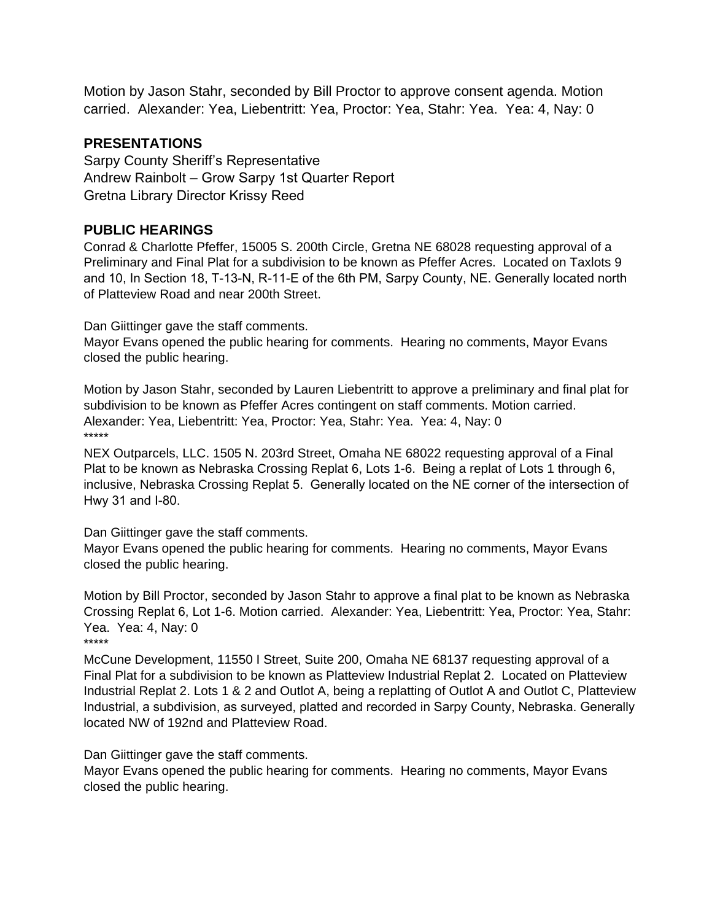Motion by Jason Stahr, seconded by Bill Proctor to approve consent agenda. Motion carried. Alexander: Yea, Liebentritt: Yea, Proctor: Yea, Stahr: Yea. Yea: 4, Nay: 0

## PRESENTATIONS

Sarpy County Sheriff's Representative
Andrew Rainbolt – Grow Sarpy 1st Quarter Report
Gretna Library Director Krissy Reed

## PUBLIC HEARINGS

Conrad & Charlotte Pfeffer, 15005 S. 200th Circle, Gretna NE 68028 requesting approval of a Preliminary and Final Plat for a subdivision to be known as Pfeffer Acres. Located on Taxlots 9 and 10, In Section 18, T-13-N, R-11-E of the 6th PM, Sarpy County, NE. Generally located north of Platteview Road and near 200th Street.

Dan Giittinger gave the staff comments.
Mayor Evans opened the public hearing for comments. Hearing no comments, Mayor Evans closed the public hearing.

Motion by Jason Stahr, seconded by Lauren Liebentritt to approve a preliminary and final plat for subdivision to be known as Pfeffer Acres contingent on staff comments. Motion carried. Alexander: Yea, Liebentritt: Yea, Proctor: Yea, Stahr: Yea. Yea: 4, Nay: 0
*****

NEX Outparcels, LLC. 1505 N. 203rd Street, Omaha NE 68022 requesting approval of a Final Plat to be known as Nebraska Crossing Replat 6, Lots 1-6. Being a replat of Lots 1 through 6, inclusive, Nebraska Crossing Replat 5. Generally located on the NE corner of the intersection of Hwy 31 and I-80.

Dan Giittinger gave the staff comments.
Mayor Evans opened the public hearing for comments. Hearing no comments, Mayor Evans closed the public hearing.

Motion by Bill Proctor, seconded by Jason Stahr to approve a final plat to be known as Nebraska Crossing Replat 6, Lot 1-6. Motion carried. Alexander: Yea, Liebentritt: Yea, Proctor: Yea, Stahr: Yea. Yea: 4, Nay: 0
*****

McCune Development, 11550 I Street, Suite 200, Omaha NE 68137 requesting approval of a Final Plat for a subdivision to be known as Platteview Industrial Replat 2. Located on Platteview Industrial Replat 2. Lots 1 & 2 and Outlot A, being a replatting of Outlot A and Outlot C, Platteview Industrial, a subdivision, as surveyed, platted and recorded in Sarpy County, Nebraska. Generally located NW of 192nd and Platteview Road.

Dan Giittinger gave the staff comments.
Mayor Evans opened the public hearing for comments. Hearing no comments, Mayor Evans closed the public hearing.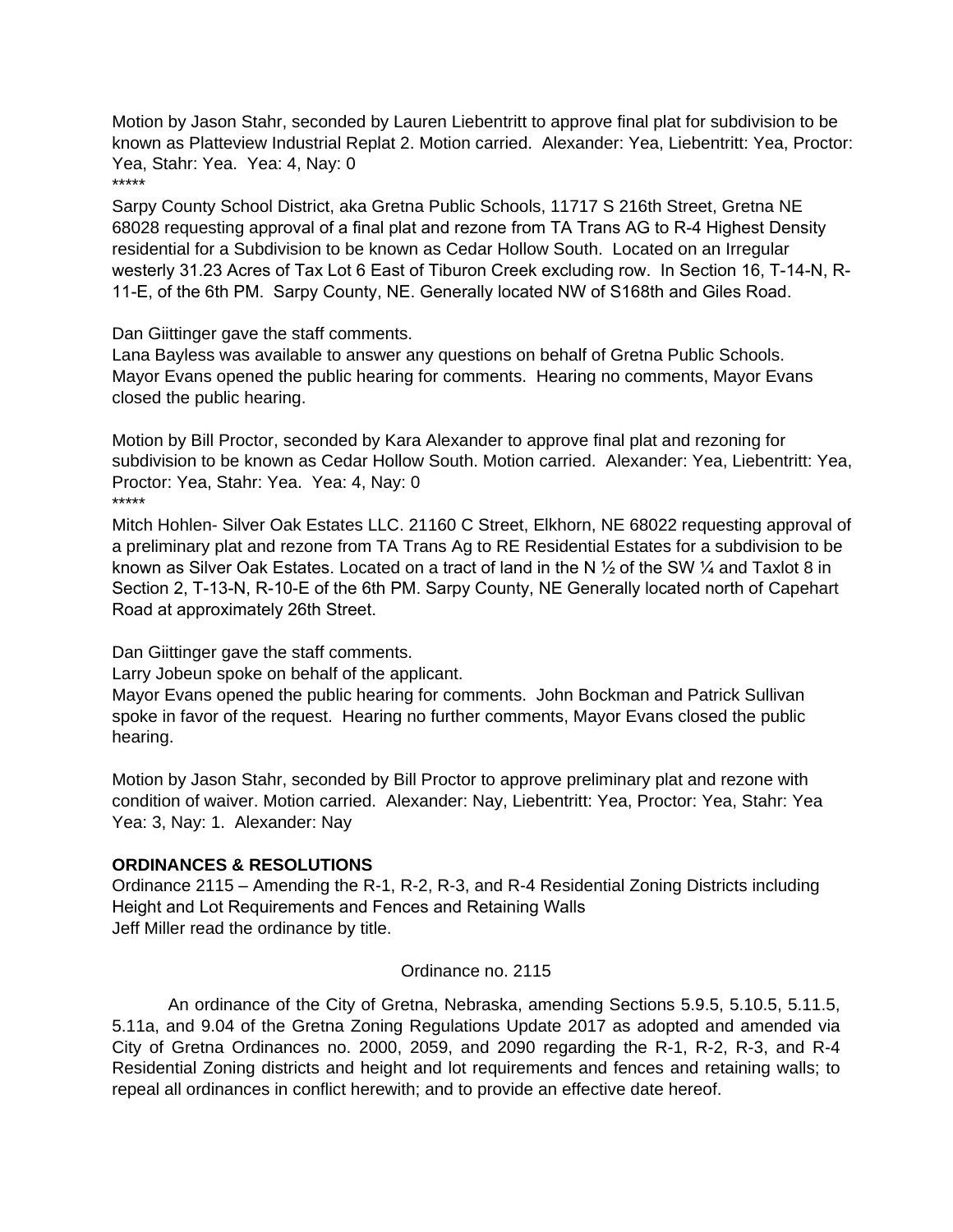Motion by Jason Stahr, seconded by Lauren Liebentritt to approve final plat for subdivision to be known as Platteview Industrial Replat 2. Motion carried. Alexander: Yea, Liebentritt: Yea, Proctor: Yea, Stahr: Yea. Yea: 4, Nay: 0

*****

Sarpy County School District, aka Gretna Public Schools, 11717 S 216th Street, Gretna NE 68028 requesting approval of a final plat and rezone from TA Trans AG to R-4 Highest Density residential for a Subdivision to be known as Cedar Hollow South. Located on an Irregular westerly 31.23 Acres of Tax Lot 6 East of Tiburon Creek excluding row. In Section 16, T-14-N, R-11-E, of the 6th PM. Sarpy County, NE. Generally located NW of S168th and Giles Road.

Dan Giittinger gave the staff comments.
Lana Bayless was available to answer any questions on behalf of Gretna Public Schools.
Mayor Evans opened the public hearing for comments. Hearing no comments, Mayor Evans closed the public hearing.

Motion by Bill Proctor, seconded by Kara Alexander to approve final plat and rezoning for subdivision to be known as Cedar Hollow South. Motion carried. Alexander: Yea, Liebentritt: Yea, Proctor: Yea, Stahr: Yea. Yea: 4, Nay: 0

*****

Mitch Hohlen- Silver Oak Estates LLC. 21160 C Street, Elkhorn, NE 68022 requesting approval of a preliminary plat and rezone from TA Trans Ag to RE Residential Estates for a subdivision to be known as Silver Oak Estates. Located on a tract of land in the N ½ of the SW ¼ and Taxlot 8 in Section 2, T-13-N, R-10-E of the 6th PM. Sarpy County, NE Generally located north of Capehart Road at approximately 26th Street.

Dan Giittinger gave the staff comments.
Larry Jobeun spoke on behalf of the applicant.
Mayor Evans opened the public hearing for comments. John Bockman and Patrick Sullivan spoke in favor of the request. Hearing no further comments, Mayor Evans closed the public hearing.

Motion by Jason Stahr, seconded by Bill Proctor to approve preliminary plat and rezone with condition of waiver. Motion carried. Alexander: Nay, Liebentritt: Yea, Proctor: Yea, Stahr: Yea Yea: 3, Nay: 1. Alexander: Nay

**ORDINANCES & RESOLUTIONS**

Ordinance 2115 – Amending the R-1, R-2, R-3, and R-4 Residential Zoning Districts including Height and Lot Requirements and Fences and Retaining Walls
Jeff Miller read the ordinance by title.

Ordinance no. 2115

An ordinance of the City of Gretna, Nebraska, amending Sections 5.9.5, 5.10.5, 5.11.5, 5.11a, and 9.04 of the Gretna Zoning Regulations Update 2017 as adopted and amended via City of Gretna Ordinances no. 2000, 2059, and 2090 regarding the R-1, R-2, R-3, and R-4 Residential Zoning districts and height and lot requirements and fences and retaining walls; to repeal all ordinances in conflict herewith; and to provide an effective date hereof.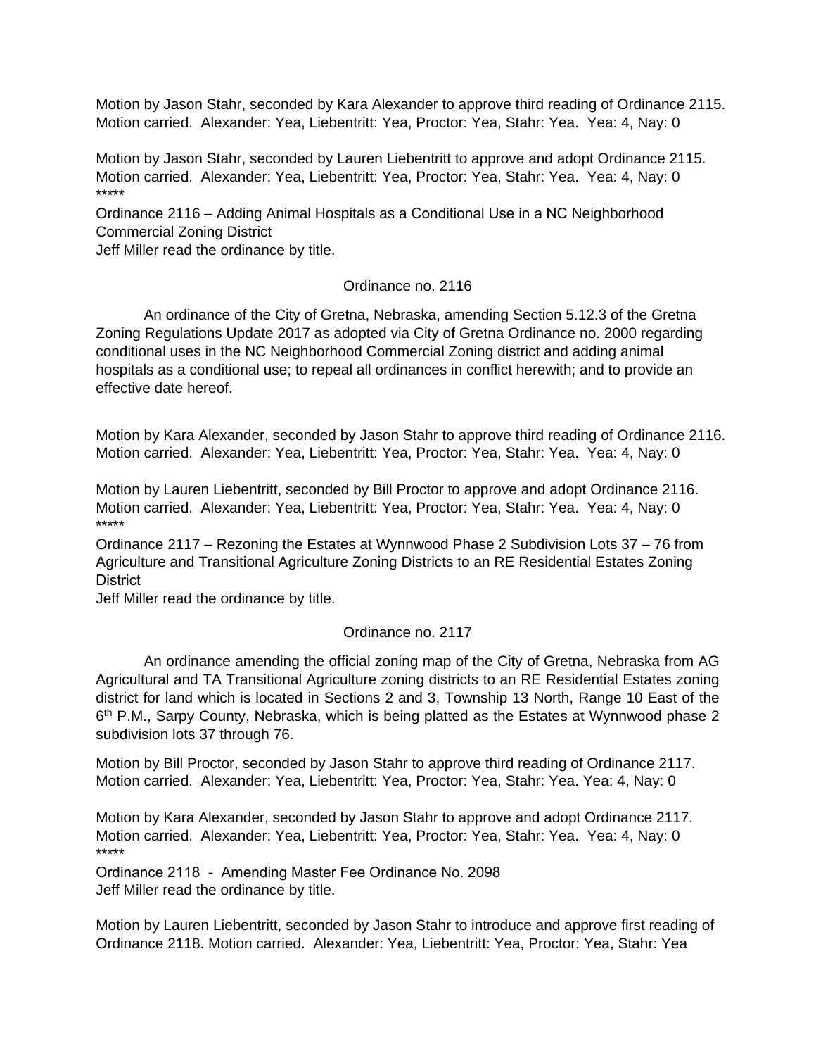Motion by Jason Stahr, seconded by Kara Alexander to approve third reading of Ordinance 2115. Motion carried. Alexander: Yea, Liebentritt: Yea, Proctor: Yea, Stahr: Yea. Yea: 4, Nay: 0

Motion by Jason Stahr, seconded by Lauren Liebentritt to approve and adopt Ordinance 2115. Motion carried. Alexander: Yea, Liebentritt: Yea, Proctor: Yea, Stahr: Yea. Yea: 4, Nay: 0
*****
Ordinance 2116 – Adding Animal Hospitals as a Conditional Use in a NC Neighborhood Commercial Zoning District
Jeff Miller read the ordinance by title.

Ordinance no. 2116

An ordinance of the City of Gretna, Nebraska, amending Section 5.12.3 of the Gretna Zoning Regulations Update 2017 as adopted via City of Gretna Ordinance no. 2000 regarding conditional uses in the NC Neighborhood Commercial Zoning district and adding animal hospitals as a conditional use; to repeal all ordinances in conflict herewith; and to provide an effective date hereof.

Motion by Kara Alexander, seconded by Jason Stahr to approve third reading of Ordinance 2116. Motion carried. Alexander: Yea, Liebentritt: Yea, Proctor: Yea, Stahr: Yea. Yea: 4, Nay: 0

Motion by Lauren Liebentritt, seconded by Bill Proctor to approve and adopt Ordinance 2116. Motion carried. Alexander: Yea, Liebentritt: Yea, Proctor: Yea, Stahr: Yea. Yea: 4, Nay: 0
*****
Ordinance 2117 – Rezoning the Estates at Wynnwood Phase 2 Subdivision Lots 37 – 76 from Agriculture and Transitional Agriculture Zoning Districts to an RE Residential Estates Zoning District
Jeff Miller read the ordinance by title.

Ordinance no. 2117

An ordinance amending the official zoning map of the City of Gretna, Nebraska from AG Agricultural and TA Transitional Agriculture zoning districts to an RE Residential Estates zoning district for land which is located in Sections 2 and 3, Township 13 North, Range 10 East of the 6th P.M., Sarpy County, Nebraska, which is being platted as the Estates at Wynnwood phase 2 subdivision lots 37 through 76.

Motion by Bill Proctor, seconded by Jason Stahr to approve third reading of Ordinance 2117. Motion carried. Alexander: Yea, Liebentritt: Yea, Proctor: Yea, Stahr: Yea. Yea: 4, Nay: 0

Motion by Kara Alexander, seconded by Jason Stahr to approve and adopt Ordinance 2117. Motion carried. Alexander: Yea, Liebentritt: Yea, Proctor: Yea, Stahr: Yea. Yea: 4, Nay: 0
*****
Ordinance 2118 - Amending Master Fee Ordinance No. 2098
Jeff Miller read the ordinance by title.

Motion by Lauren Liebentritt, seconded by Jason Stahr to introduce and approve first reading of Ordinance 2118. Motion carried. Alexander: Yea, Liebentritt: Yea, Proctor: Yea, Stahr: Yea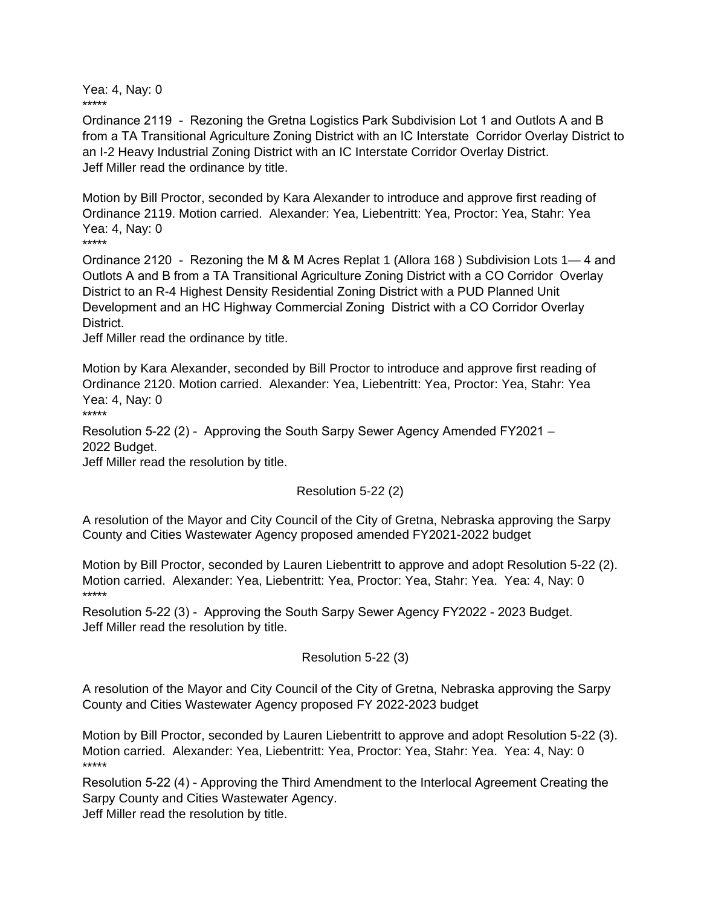Yea: 4, Nay: 0
*****
Ordinance 2119 - Rezoning the Gretna Logistics Park Subdivision Lot 1 and Outlots A and B from a TA Transitional Agriculture Zoning District with an IC Interstate Corridor Overlay District to an I-2 Heavy Industrial Zoning District with an IC Interstate Corridor Overlay District.
Jeff Miller read the ordinance by title.

Motion by Bill Proctor, seconded by Kara Alexander to introduce and approve first reading of Ordinance 2119. Motion carried. Alexander: Yea, Liebentritt: Yea, Proctor: Yea, Stahr: Yea
Yea: 4, Nay: 0
*****
Ordinance 2120 - Rezoning the M & M Acres Replat 1 (Allora 168 ) Subdivision Lots 1— 4 and Outlots A and B from a TA Transitional Agriculture Zoning District with a CO Corridor Overlay District to an R-4 Highest Density Residential Zoning District with a PUD Planned Unit Development and an HC Highway Commercial Zoning District with a CO Corridor Overlay District.
Jeff Miller read the ordinance by title.

Motion by Kara Alexander, seconded by Bill Proctor to introduce and approve first reading of Ordinance 2120. Motion carried. Alexander: Yea, Liebentritt: Yea, Proctor: Yea, Stahr: Yea
Yea: 4, Nay: 0
*****
Resolution 5-22 (2) - Approving the South Sarpy Sewer Agency Amended FY2021 – 2022 Budget.
Jeff Miller read the resolution by title.

Resolution 5-22 (2)

A resolution of the Mayor and City Council of the City of Gretna, Nebraska approving the Sarpy County and Cities Wastewater Agency proposed amended FY2021-2022 budget

Motion by Bill Proctor, seconded by Lauren Liebentritt to approve and adopt Resolution 5-22 (2). Motion carried. Alexander: Yea, Liebentritt: Yea, Proctor: Yea, Stahr: Yea. Yea: 4, Nay: 0
*****
Resolution 5-22 (3) - Approving the South Sarpy Sewer Agency FY2022 - 2023 Budget.
Jeff Miller read the resolution by title.

Resolution 5-22 (3)

A resolution of the Mayor and City Council of the City of Gretna, Nebraska approving the Sarpy County and Cities Wastewater Agency proposed FY 2022-2023 budget

Motion by Bill Proctor, seconded by Lauren Liebentritt to approve and adopt Resolution 5-22 (3). Motion carried. Alexander: Yea, Liebentritt: Yea, Proctor: Yea, Stahr: Yea. Yea: 4, Nay: 0
*****
Resolution 5-22 (4) - Approving the Third Amendment to the Interlocal Agreement Creating the Sarpy County and Cities Wastewater Agency.
Jeff Miller read the resolution by title.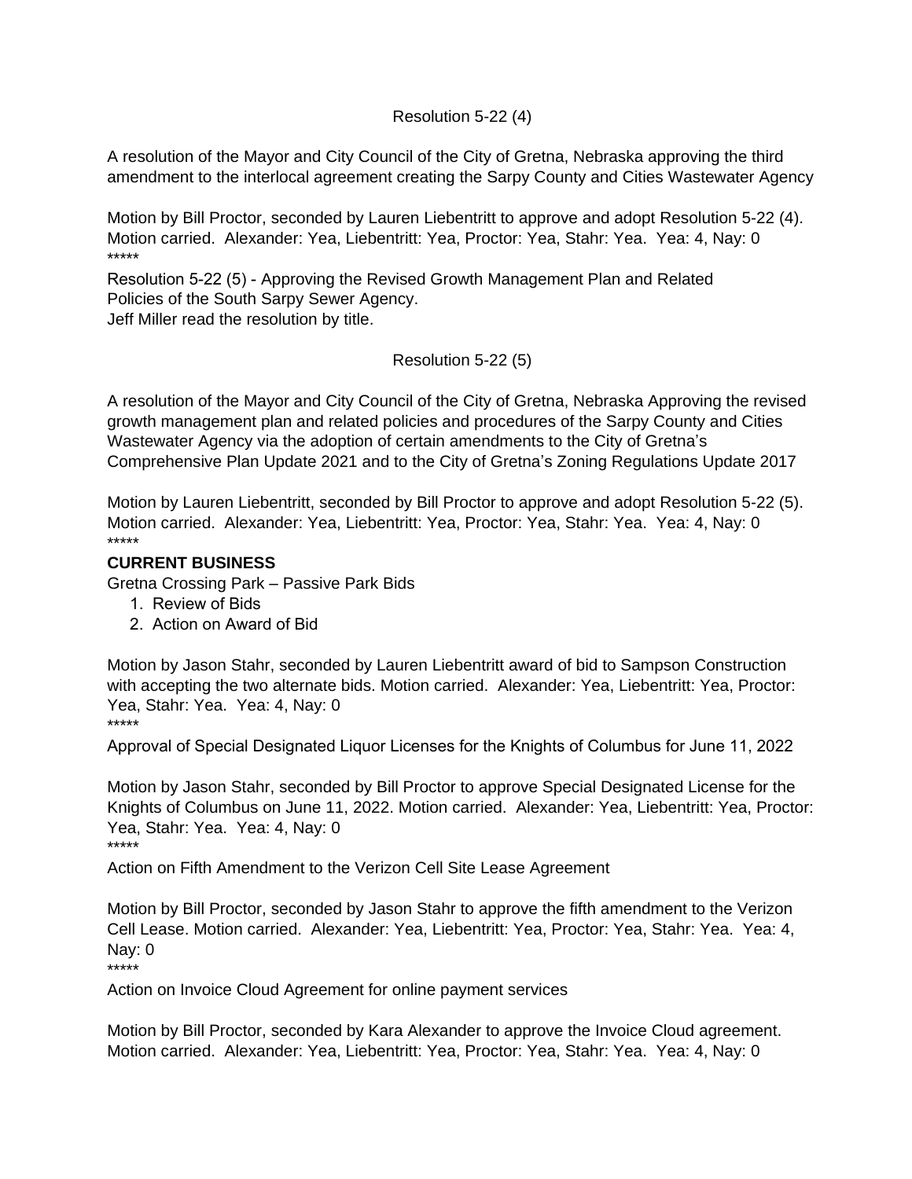Resolution 5-22 (4)

A resolution of the Mayor and City Council of the City of Gretna, Nebraska approving the third amendment to the interlocal agreement creating the Sarpy County and Cities Wastewater Agency

Motion by Bill Proctor, seconded by Lauren Liebentritt to approve and adopt Resolution 5-22 (4). Motion carried. Alexander: Yea, Liebentritt: Yea, Proctor: Yea, Stahr: Yea. Yea: 4, Nay: 0
*****

Resolution 5-22 (5) - Approving the Revised Growth Management Plan and Related Policies of the South Sarpy Sewer Agency.
Jeff Miller read the resolution by title.

Resolution 5-22 (5)

A resolution of the Mayor and City Council of the City of Gretna, Nebraska Approving the revised growth management plan and related policies and procedures of the Sarpy County and Cities Wastewater Agency via the adoption of certain amendments to the City of Gretna's Comprehensive Plan Update 2021 and to the City of Gretna's Zoning Regulations Update 2017

Motion by Lauren Liebentritt, seconded by Bill Proctor to approve and adopt Resolution 5-22 (5). Motion carried. Alexander: Yea, Liebentritt: Yea, Proctor: Yea, Stahr: Yea. Yea: 4, Nay: 0
*****

**CURRENT BUSINESS**

Gretna Crossing Park – Passive Park Bids

1. Review of Bids
2. Action on Award of Bid

Motion by Jason Stahr, seconded by Lauren Liebentritt award of bid to Sampson Construction with accepting the two alternate bids. Motion carried. Alexander: Yea, Liebentritt: Yea, Proctor: Yea, Stahr: Yea. Yea: 4, Nay: 0
*****

Approval of Special Designated Liquor Licenses for the Knights of Columbus for June 11, 2022

Motion by Jason Stahr, seconded by Bill Proctor to approve Special Designated License for the Knights of Columbus on June 11, 2022. Motion carried. Alexander: Yea, Liebentritt: Yea, Proctor: Yea, Stahr: Yea. Yea: 4, Nay: 0
*****

Action on Fifth Amendment to the Verizon Cell Site Lease Agreement

Motion by Bill Proctor, seconded by Jason Stahr to approve the fifth amendment to the Verizon Cell Lease. Motion carried. Alexander: Yea, Liebentritt: Yea, Proctor: Yea, Stahr: Yea. Yea: 4, Nay: 0
*****

Action on Invoice Cloud Agreement for online payment services

Motion by Bill Proctor, seconded by Kara Alexander to approve the Invoice Cloud agreement. Motion carried. Alexander: Yea, Liebentritt: Yea, Proctor: Yea, Stahr: Yea. Yea: 4, Nay: 0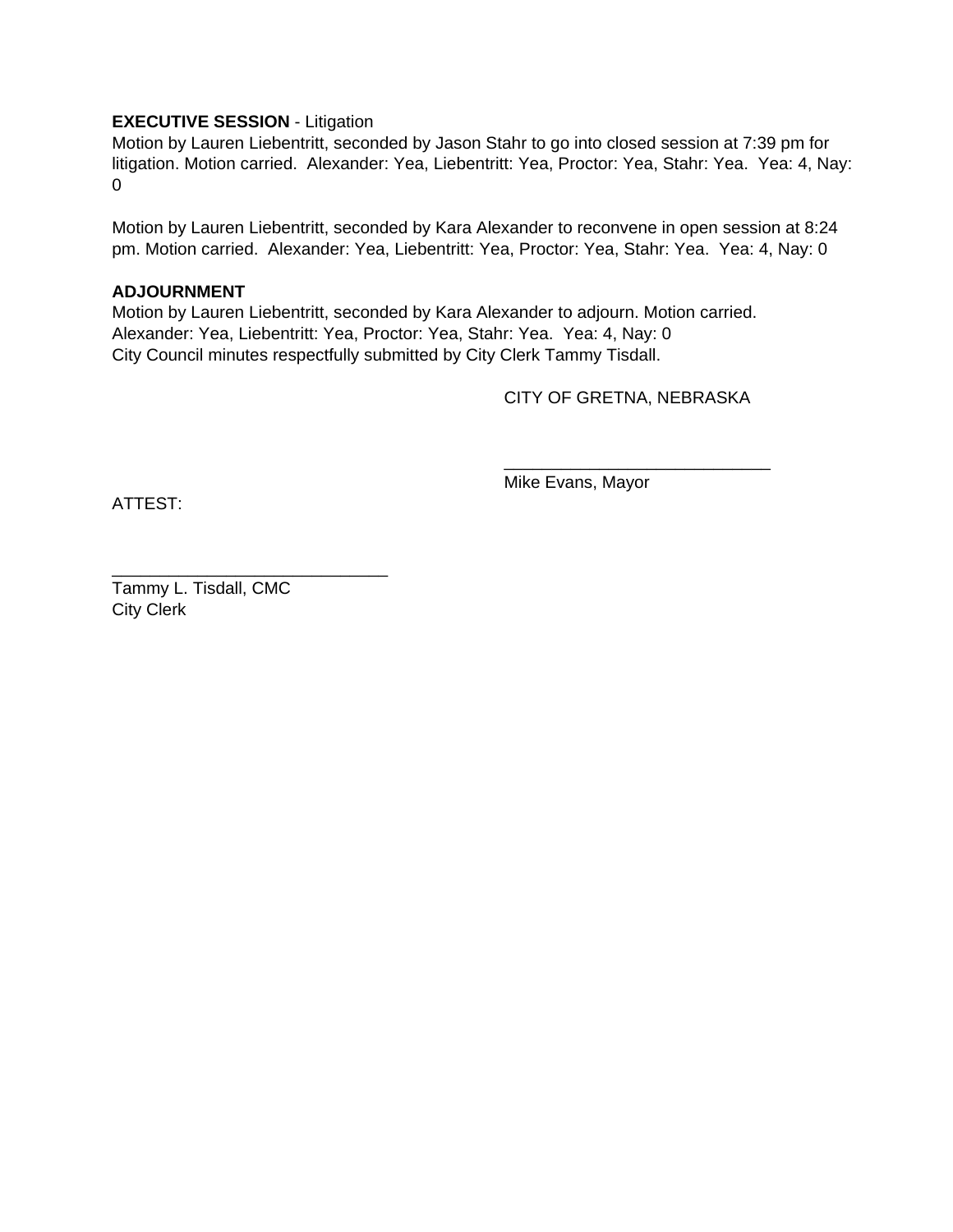**EXECUTIVE SESSION** - Litigation
Motion by Lauren Liebentritt, seconded by Jason Stahr to go into closed session at 7:39 pm for litigation. Motion carried. Alexander: Yea, Liebentritt: Yea, Proctor: Yea, Stahr: Yea. Yea: 4, Nay: 0

Motion by Lauren Liebentritt, seconded by Kara Alexander to reconvene in open session at 8:24 pm. Motion carried. Alexander: Yea, Liebentritt: Yea, Proctor: Yea, Stahr: Yea. Yea: 4, Nay: 0

**ADJOURNMENT**
Motion by Lauren Liebentritt, seconded by Kara Alexander to adjourn. Motion carried. Alexander: Yea, Liebentritt: Yea, Proctor: Yea, Stahr: Yea. Yea: 4, Nay: 0
City Council minutes respectfully submitted by City Clerk Tammy Tisdall.

CITY OF GRETNA, NEBRASKA

\_\_\_\_\_\_\_\_\_\_\_\_\_\_\_\_\_\_\_\_\_\_\_\_\_\_\_\_
Mike Evans, Mayor

ATTEST:

\_\_\_\_\_\_\_\_\_\_\_\_\_\_\_\_\_\_\_\_\_\_\_\_\_\_\_\_
Tammy L. Tisdall, CMC
City Clerk